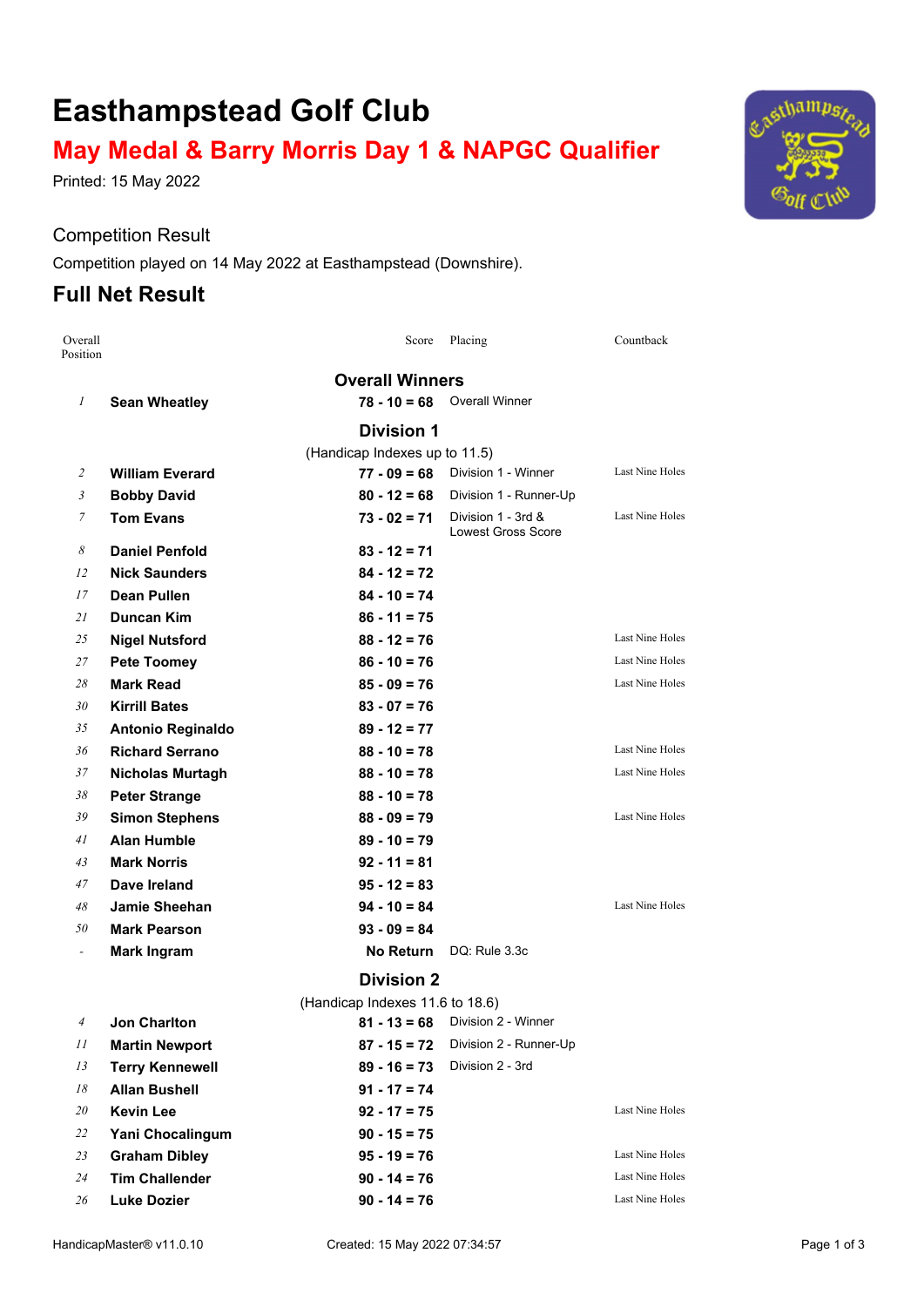# Easthampstead Golf Club

## May Medal & Barry Morris Day 1 & NAPGC Qualifier

Printed: 15 May 2022

### Competition Result

Competition played on 14 May 2022 at Easthampstead (Downshire).

## Full Net Result

| Overall Position | | Score | Placing | Countback |
|---|---|---|---|---|
| | **Overall Winners** | | | |
| 1 | **Sean Wheatley** | **78 - 10 = 68** | Overall Winner | |
| | **Division 1** | | | |
| | (Handicap Indexes up to 11.5) | | | |
| 2 | **William Everard** | **77 - 09 = 68** | Division 1 - Winner | Last Nine Holes |
| 3 | **Bobby David** | **80 - 12 = 68** | Division 1 - Runner-Up | |
| 7 | **Tom Evans** | **73 - 02 = 71** | Division 1 - 3rd & Lowest Gross Score | Last Nine Holes |
| 8 | **Daniel Penfold** | **83 - 12 = 71** | | |
| 12 | **Nick Saunders** | **84 - 12 = 72** | | |
| 17 | **Dean Pullen** | **84 - 10 = 74** | | |
| 21 | **Duncan Kim** | **86 - 11 = 75** | | |
| 25 | **Nigel Nutsford** | **88 - 12 = 76** | | Last Nine Holes |
| 27 | **Pete Toomey** | **86 - 10 = 76** | | Last Nine Holes |
| 28 | **Mark Read** | **85 - 09 = 76** | | Last Nine Holes |
| 30 | **Kirrill Bates** | **83 - 07 = 76** | | |
| 35 | **Antonio Reginaldo** | **89 - 12 = 77** | | |
| 36 | **Richard Serrano** | **88 - 10 = 78** | | Last Nine Holes |
| 37 | **Nicholas Murtagh** | **88 - 10 = 78** | | Last Nine Holes |
| 38 | **Peter Strange** | **88 - 10 = 78** | | |
| 39 | **Simon Stephens** | **88 - 09 = 79** | | Last Nine Holes |
| 41 | **Alan Humble** | **89 - 10 = 79** | | |
| 43 | **Mark Norris** | **92 - 11 = 81** | | |
| 47 | **Dave Ireland** | **95 - 12 = 83** | | |
| 48 | **Jamie Sheehan** | **94 - 10 = 84** | | Last Nine Holes |
| 50 | **Mark Pearson** | **93 - 09 = 84** | | |
| - | **Mark Ingram** | **No Return** | DQ: Rule 3.3c | |
| | **Division 2** | | | |
| | (Handicap Indexes 11.6 to 18.6) | | | |
| 4 | **Jon Charlton** | **81 - 13 = 68** | Division 2 - Winner | |
| 11 | **Martin Newport** | **87 - 15 = 72** | Division 2 - Runner-Up | |
| 13 | **Terry Kennewell** | **89 - 16 = 73** | Division 2 - 3rd | |
| 18 | **Allan Bushell** | **91 - 17 = 74** | | |
| 20 | **Kevin Lee** | **92 - 17 = 75** | | Last Nine Holes |
| 22 | **Yani Chocalingum** | **90 - 15 = 75** | | |
| 23 | **Graham Dibley** | **95 - 19 = 76** | | Last Nine Holes |
| 24 | **Tim Challender** | **90 - 14 = 76** | | Last Nine Holes |
| 26 | **Luke Dozier** | **90 - 14 = 76** | | Last Nine Holes |

HandicapMaster® v11.0.10 Created: 15 May 2022 07:34:57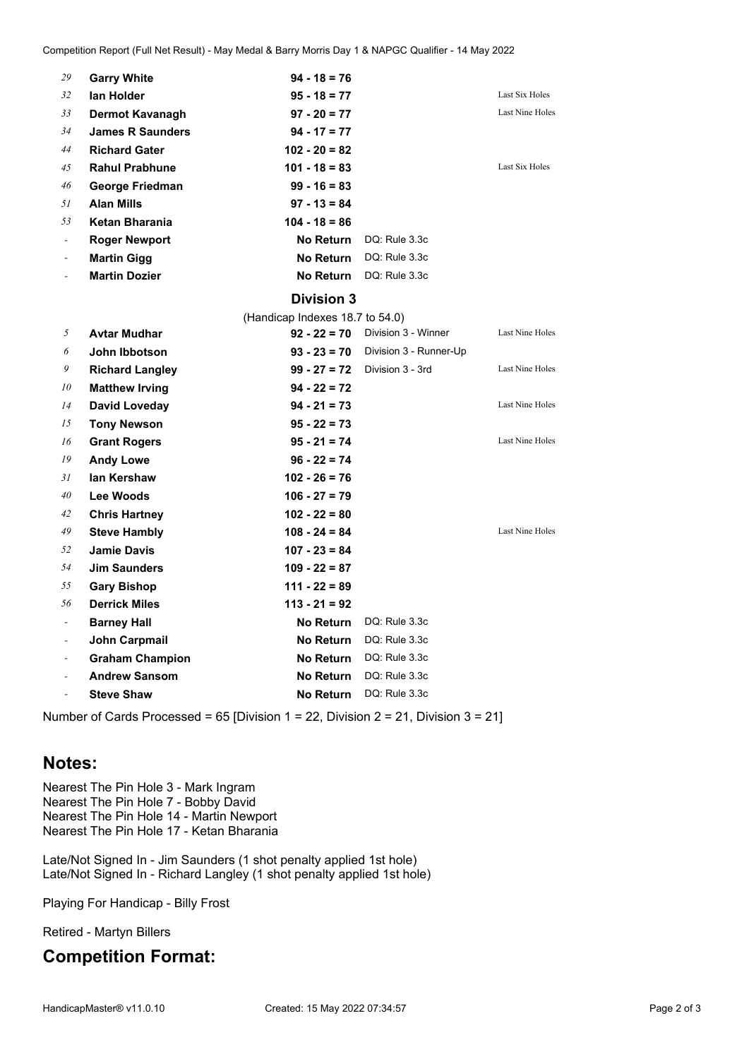| Pos | Name | Score | Result | Countback |
|---|---|---|---|---|
| 29 | **Garry White** | **94 - 18 = 76** | | |
| 32 | **Ian Holder** | **95 - 18 = 77** | | Last Six Holes |
| 33 | **Dermot Kavanagh** | **97 - 20 = 77** | | Last Nine Holes |
| 34 | **James R Saunders** | **94 - 17 = 77** | | |
| 44 | **Richard Gater** | **102 - 20 = 82** | | |
| 45 | **Rahul Prabhune** | **101 - 18 = 83** | | Last Six Holes |
| 46 | **George Friedman** | **99 - 16 = 83** | | |
| 51 | **Alan Mills** | **97 - 13 = 84** | | |
| 53 | **Ketan Bharania** | **104 - 18 = 86** | | |
| - | **Roger Newport** | **No Return** | DQ: Rule 3.3c | |
| - | **Martin Gigg** | **No Return** | DQ: Rule 3.3c | |
| - | **Martin Dozier** | **No Return** | DQ: Rule 3.3c | |

### Division 3

(Handicap Indexes 18.7 to 54.0)

| Pos | Name | Score | Result | Countback |
|---|---|---|---|---|
| 5 | **Avtar Mudhar** | **92 - 22 = 70** | Division 3 - Winner | Last Nine Holes |
| 6 | **John Ibbotson** | **93 - 23 = 70** | Division 3 - Runner-Up | |
| 9 | **Richard Langley** | **99 - 27 = 72** | Division 3 - 3rd | Last Nine Holes |
| 10 | **Matthew Irving** | **94 - 22 = 72** | | |
| 14 | **David Loveday** | **94 - 21 = 73** | | Last Nine Holes |
| 15 | **Tony Newson** | **95 - 22 = 73** | | |
| 16 | **Grant Rogers** | **95 - 21 = 74** | | Last Nine Holes |
| 19 | **Andy Lowe** | **96 - 22 = 74** | | |
| 31 | **Ian Kershaw** | **102 - 26 = 76** | | |
| 40 | **Lee Woods** | **106 - 27 = 79** | | |
| 42 | **Chris Hartney** | **102 - 22 = 80** | | |
| 49 | **Steve Hambly** | **108 - 24 = 84** | | Last Nine Holes |
| 52 | **Jamie Davis** | **107 - 23 = 84** | | |
| 54 | **Jim Saunders** | **109 - 22 = 87** | | |
| 55 | **Gary Bishop** | **111 - 22 = 89** | | |
| 56 | **Derrick Miles** | **113 - 21 = 92** | | |
| - | **Barney Hall** | **No Return** | DQ: Rule 3.3c | |
| - | **John Carpmail** | **No Return** | DQ: Rule 3.3c | |
| - | **Graham Champion** | **No Return** | DQ: Rule 3.3c | |
| - | **Andrew Sansom** | **No Return** | DQ: Rule 3.3c | |
| - | **Steve Shaw** | **No Return** | DQ: Rule 3.3c | |

Number of Cards Processed = 65 [Division 1 = 22, Division 2 = 21, Division 3 = 21]

## Notes:

Nearest The Pin Hole 3 - Mark Ingram
Nearest The Pin Hole 7 - Bobby David
Nearest The Pin Hole 14 - Martin Newport
Nearest The Pin Hole 17 - Ketan Bharania

Late/Not Signed In - Jim Saunders (1 shot penalty applied 1st hole)
Late/Not Signed In - Richard Langley (1 shot penalty applied 1st hole)

Playing For Handicap - Billy Frost

Retired - Martyn Billers

## Competition Format: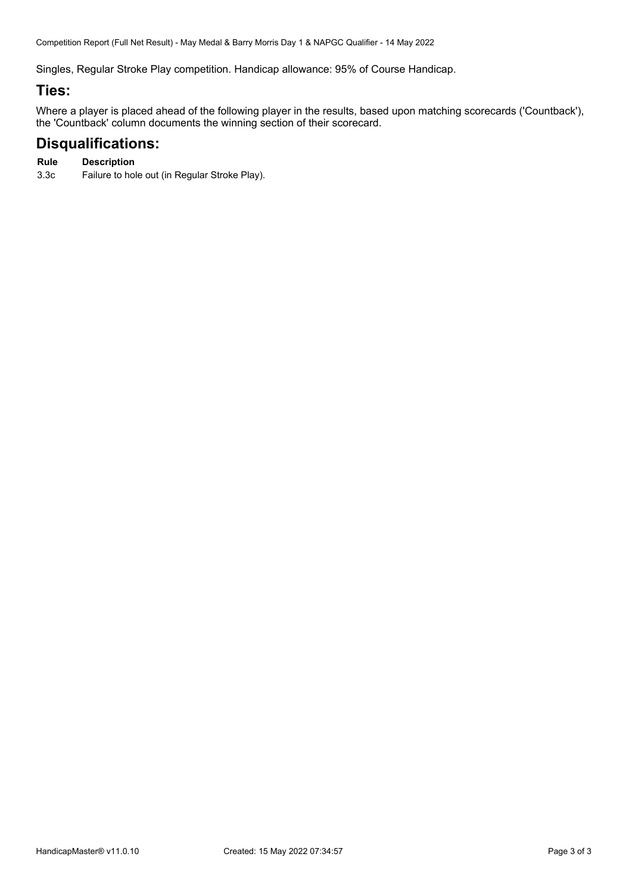Singles, Regular Stroke Play competition. Handicap allowance: 95% of Course Handicap.

## Ties:

Where a player is placed ahead of the following player in the results, based upon matching scorecards ('Countback'), the 'Countback' column documents the winning section of their scorecard.

## Disqualifications:

| Rule | Description |
| --- | --- |
| 3.3c | Failure to hole out (in Regular Stroke Play). |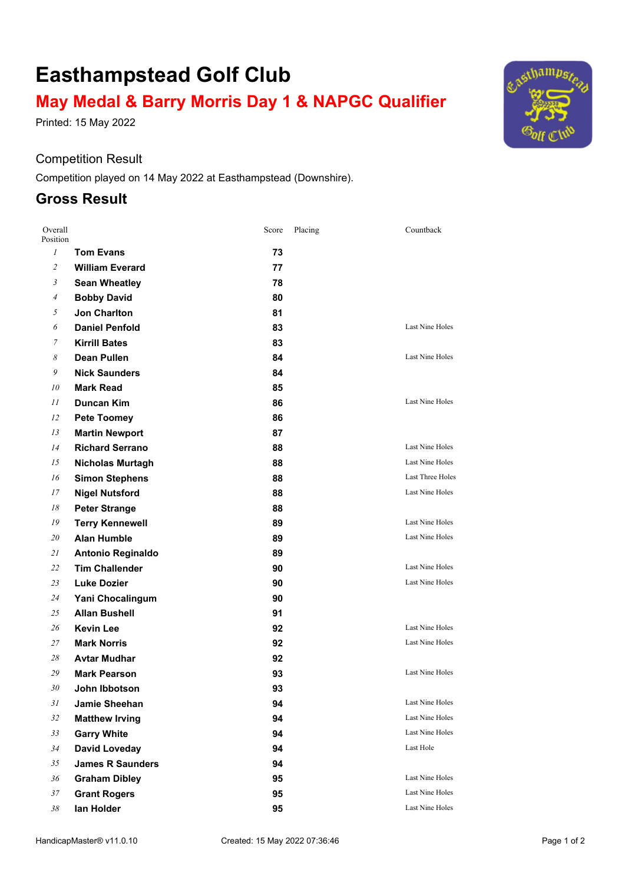# Easthampstead Golf Club

## May Medal & Barry Morris Day 1 & NAPGC Qualifier

Printed: 15 May 2022

### Competition Result

Competition played on 14 May 2022 at Easthampstead (Downshire).

## Gross Result

| Overall Position | | Score | Placing | Countback |
|---|---|---|---|---|
| 1 | **Tom Evans** | **73** | | |
| 2 | **William Everard** | **77** | | |
| 3 | **Sean Wheatley** | **78** | | |
| 4 | **Bobby David** | **80** | | |
| 5 | **Jon Charlton** | **81** | | |
| 6 | **Daniel Penfold** | **83** | | Last Nine Holes |
| 7 | **Kirrill Bates** | **83** | | |
| 8 | **Dean Pullen** | **84** | | Last Nine Holes |
| 9 | **Nick Saunders** | **84** | | |
| 10 | **Mark Read** | **85** | | |
| 11 | **Duncan Kim** | **86** | | Last Nine Holes |
| 12 | **Pete Toomey** | **86** | | |
| 13 | **Martin Newport** | **87** | | |
| 14 | **Richard Serrano** | **88** | | Last Nine Holes |
| 15 | **Nicholas Murtagh** | **88** | | Last Nine Holes |
| 16 | **Simon Stephens** | **88** | | Last Three Holes |
| 17 | **Nigel Nutsford** | **88** | | Last Nine Holes |
| 18 | **Peter Strange** | **88** | | |
| 19 | **Terry Kennewell** | **89** | | Last Nine Holes |
| 20 | **Alan Humble** | **89** | | Last Nine Holes |
| 21 | **Antonio Reginaldo** | **89** | | |
| 22 | **Tim Challender** | **90** | | Last Nine Holes |
| 23 | **Luke Dozier** | **90** | | Last Nine Holes |
| 24 | **Yani Chocalingum** | **90** | | |
| 25 | **Allan Bushell** | **91** | | |
| 26 | **Kevin Lee** | **92** | | Last Nine Holes |
| 27 | **Mark Norris** | **92** | | Last Nine Holes |
| 28 | **Avtar Mudhar** | **92** | | |
| 29 | **Mark Pearson** | **93** | | Last Nine Holes |
| 30 | **John Ibbotson** | **93** | | |
| 31 | **Jamie Sheehan** | **94** | | Last Nine Holes |
| 32 | **Matthew Irving** | **94** | | Last Nine Holes |
| 33 | **Garry White** | **94** | | Last Nine Holes |
| 34 | **David Loveday** | **94** | | Last Hole |
| 35 | **James R Saunders** | **94** | | |
| 36 | **Graham Dibley** | **95** | | Last Nine Holes |
| 37 | **Grant Rogers** | **95** | | Last Nine Holes |
| 38 | **Ian Holder** | **95** | | Last Nine Holes |

HandicapMaster® v11.0.10 Created: 15 May 2022 07:36:46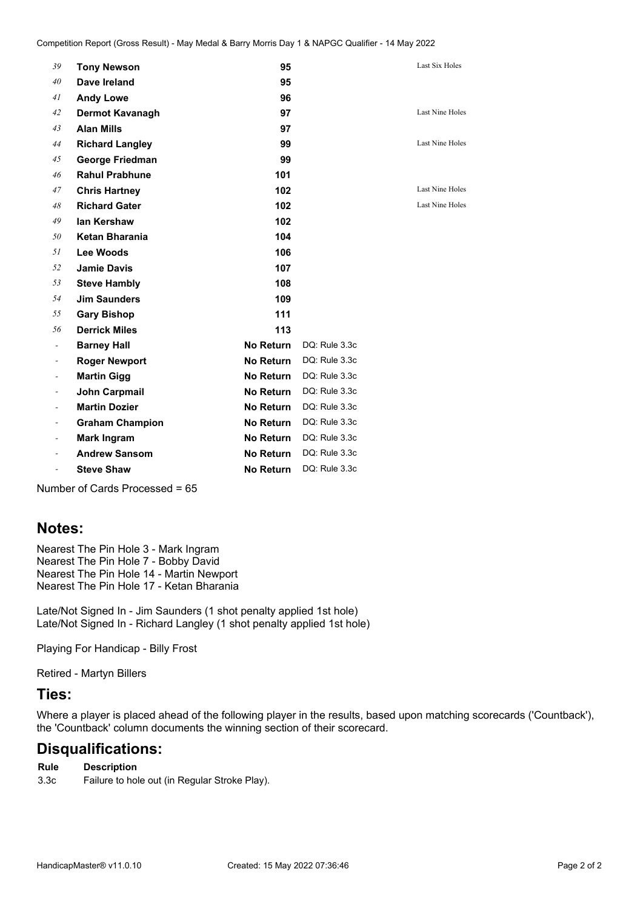Competition Report (Gross Result) - May Medal & Barry Morris Day 1 & NAPGC Qualifier - 14 May 2022

| | | | | |
|---|---|---|---|---|
| 39 | **Tony Newson** | **95** | | Last Six Holes |
| 40 | **Dave Ireland** | **95** | | |
| 41 | **Andy Lowe** | **96** | | |
| 42 | **Dermot Kavanagh** | **97** | | Last Nine Holes |
| 43 | **Alan Mills** | **97** | | |
| 44 | **Richard Langley** | **99** | | Last Nine Holes |
| 45 | **George Friedman** | **99** | | |
| 46 | **Rahul Prabhune** | **101** | | |
| 47 | **Chris Hartney** | **102** | | Last Nine Holes |
| 48 | **Richard Gater** | **102** | | Last Nine Holes |
| 49 | **Ian Kershaw** | **102** | | |
| 50 | **Ketan Bharania** | **104** | | |
| 51 | **Lee Woods** | **106** | | |
| 52 | **Jamie Davis** | **107** | | |
| 53 | **Steve Hambly** | **108** | | |
| 54 | **Jim Saunders** | **109** | | |
| 55 | **Gary Bishop** | **111** | | |
| 56 | **Derrick Miles** | **113** | | |
| - | **Barney Hall** | **No Return** | DQ: Rule 3.3c | |
| - | **Roger Newport** | **No Return** | DQ: Rule 3.3c | |
| - | **Martin Gigg** | **No Return** | DQ: Rule 3.3c | |
| - | **John Carpmail** | **No Return** | DQ: Rule 3.3c | |
| - | **Martin Dozier** | **No Return** | DQ: Rule 3.3c | |
| - | **Graham Champion** | **No Return** | DQ: Rule 3.3c | |
| - | **Mark Ingram** | **No Return** | DQ: Rule 3.3c | |
| - | **Andrew Sansom** | **No Return** | DQ: Rule 3.3c | |
| - | **Steve Shaw** | **No Return** | DQ: Rule 3.3c | |

Number of Cards Processed = 65

## Notes:

Nearest The Pin Hole 3 - Mark Ingram
Nearest The Pin Hole 7 - Bobby David
Nearest The Pin Hole 14 - Martin Newport
Nearest The Pin Hole 17 - Ketan Bharania

Late/Not Signed In - Jim Saunders (1 shot penalty applied 1st hole)
Late/Not Signed In - Richard Langley (1 shot penalty applied 1st hole)

Playing For Handicap - Billy Frost

Retired - Martyn Billers

## Ties:

Where a player is placed ahead of the following player in the results, based upon matching scorecards ('Countback'), the 'Countback' column documents the winning section of their scorecard.

## Disqualifications:

| Rule | Description |
|---|---|
| 3.3c | Failure to hole out (in Regular Stroke Play). |

HandicapMaster® v11.0.10 Created: 15 May 2022 07:36:46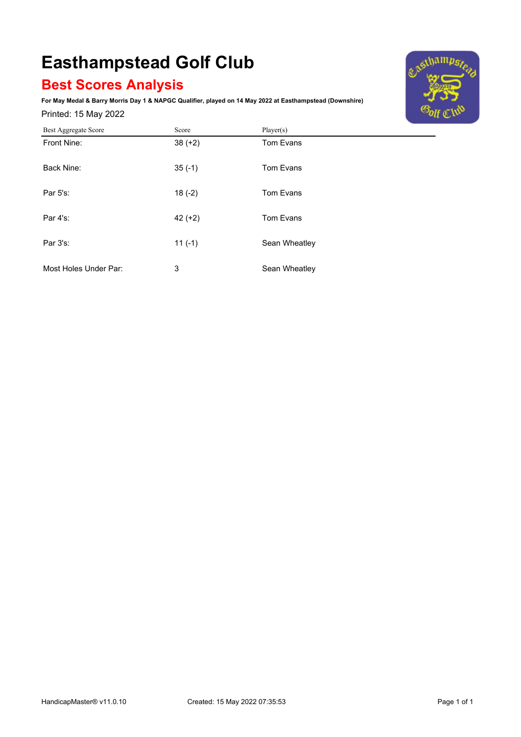# Easthampstead Golf Club

## Best Scores Analysis

**For May Medal & Barry Morris Day 1 & NAPGC Qualifier, played on 14 May 2022 at Easthampstead (Downshire)**

Printed: 15 May 2022

| Best Aggregate Score | Score | Player(s) |
| --- | --- | --- |
| Front Nine: | 38 (+2) | Tom Evans |
| Back Nine: | 35 (-1) | Tom Evans |
| Par 5's: | 18 (-2) | Tom Evans |
| Par 4's: | 42 (+2) | Tom Evans |
| Par 3's: | 11 (-1) | Sean Wheatley |
| Most Holes Under Par: | 3 | Sean Wheatley |

HandicapMaster® v11.0.10 Created: 15 May 2022 07:35:53